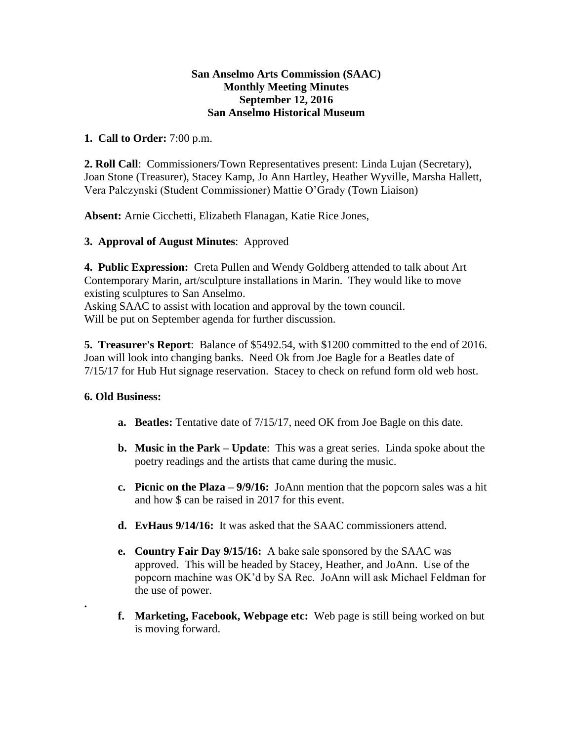**San Anselmo Arts Commission (SAAC)**
**Monthly Meeting Minutes**
**September 12, 2016**
**San Anselmo Historical Museum**

**1. Call to Order:** 7:00 p.m.

**2. Roll Call**: Commissioners/Town Representatives present: Linda Lujan (Secretary), Joan Stone (Treasurer), Stacey Kamp, Jo Ann Hartley, Heather Wyville, Marsha Hallett, Vera Palczynski (Student Commissioner) Mattie O'Grady (Town Liaison)

**Absent:** Arnie Cicchetti, Elizabeth Flanagan, Katie Rice Jones,

**3. Approval of August Minutes**: Approved

**4. Public Expression:** Creta Pullen and Wendy Goldberg attended to talk about Art Contemporary Marin, art/sculpture installations in Marin. They would like to move existing sculptures to San Anselmo.
Asking SAAC to assist with location and approval by the town council.
Will be put on September agenda for further discussion.

**5. Treasurer's Report**: Balance of $5492.54, with $1200 committed to the end of 2016. Joan will look into changing banks. Need Ok from Joe Bagle for a Beatles date of 7/15/17 for Hub Hut signage reservation. Stacey to check on refund form old web host.

**6. Old Business:**

a. **Beatles:** Tentative date of 7/15/17, need OK from Joe Bagle on this date.

b. **Music in the Park – Update**: This was a great series. Linda spoke about the poetry readings and the artists that came during the music.

c. **Picnic on the Plaza – 9/9/16:** JoAnn mention that the popcorn sales was a hit and how $ can be raised in 2017 for this event.

d. **EvHaus 9/14/16:** It was asked that the SAAC commissioners attend.

e. **Country Fair Day 9/15/16:** A bake sale sponsored by the SAAC was approved. This will be headed by Stacey, Heather, and JoAnn. Use of the popcorn machine was OK'd by SA Rec. JoAnn will ask Michael Feldman for the use of power.

.

f. **Marketing, Facebook, Webpage etc:** Web page is still being worked on but is moving forward.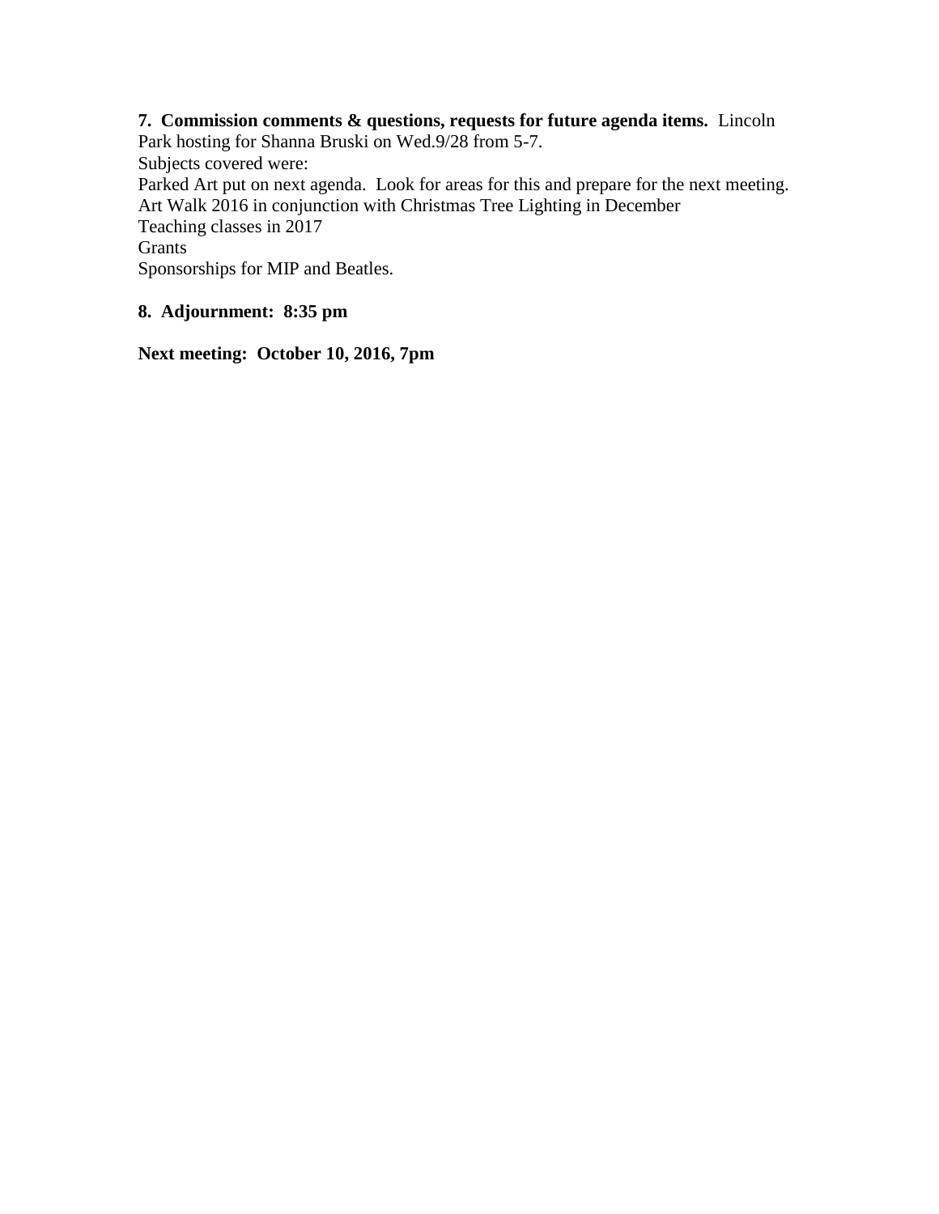**7. Commission comments & questions, requests for future agenda items.** Lincoln Park hosting for Shanna Bruski on Wed.9/28 from 5-7.
Subjects covered were:
Parked Art put on next agenda. Look for areas for this and prepare for the next meeting.
Art Walk 2016 in conjunction with Christmas Tree Lighting in December
Teaching classes in 2017
Grants
Sponsorships for MIP and Beatles.

**8. Adjournment: 8:35 pm**

**Next meeting: October 10, 2016, 7pm**